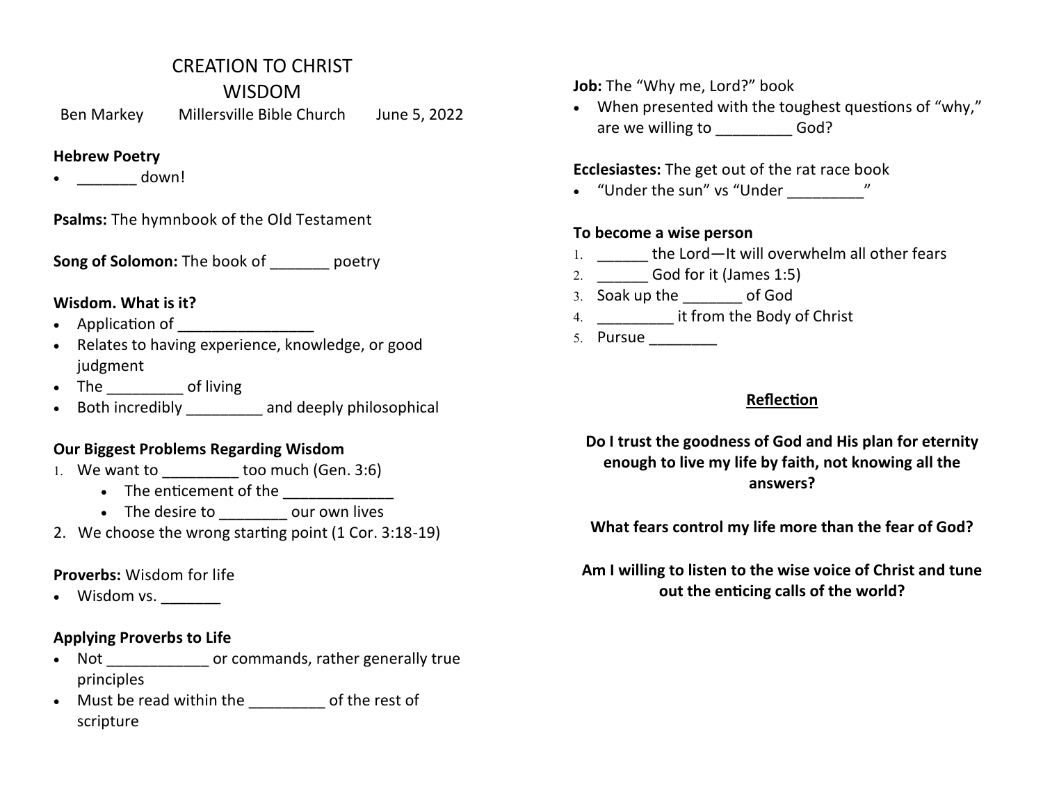# CREATION TO CHRIST
# WISDOM

Ben Markey        Millersville Bible Church        June 5, 2022

**Hebrew Poetry**

- _______ down!

**Psalms:** The hymnbook of the Old Testament

**Song of Solomon:** The book of _______ poetry

**Wisdom. What is it?**

- Application of ________________
- Relates to having experience, knowledge, or good judgment
- The _________ of living
- Both incredibly _________ and deeply philosophical

**Our Biggest Problems Regarding Wisdom**

1. We want to _________ too much (Gen. 3:6)
    - The enticement of the _____________
    - The desire to ________ our own lives
2. We choose the wrong starting point (1 Cor. 3:18-19)

**Proverbs:** Wisdom for life

- Wisdom vs. _______

**Applying Proverbs to Life**

- Not ____________ or commands, rather generally true principles
- Must be read within the _________ of the rest of scripture

**Job:** The "Why me, Lord?" book

- When presented with the toughest questions of "why," are we willing to _________ God?

**Ecclesiastes:** The get out of the rat race book

- "Under the sun" vs "Under _________"

**To become a wise person**

1. ______ the Lord—It will overwhelm all other fears
2. ______ God for it (James 1:5)
3. Soak up the _______ of God
4. _________ it from the Body of Christ
5. Pursue ________

**Reflection**

**Do I trust the goodness of God and His plan for eternity enough to live my life by faith, not knowing all the answers?**

**What fears control my life more than the fear of God?**

**Am I willing to listen to the wise voice of Christ and tune out the enticing calls of the world?**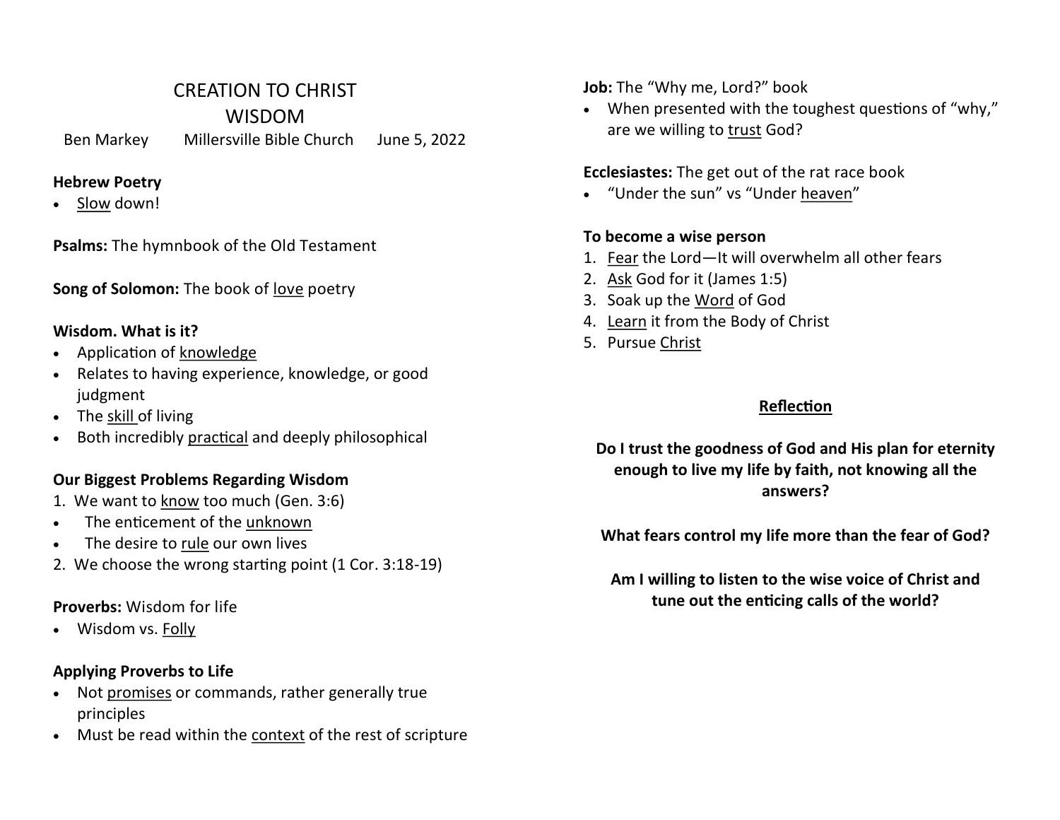# CREATION TO CHRIST
## WISDOM

Ben Markey    Millersville Bible Church    June 5, 2022

**Hebrew Poetry**

- Slow down!

**Psalms:** The hymnbook of the Old Testament

**Song of Solomon:** The book of love poetry

**Wisdom. What is it?**

- Application of knowledge
- Relates to having experience, knowledge, or good judgment
- The skill of living
- Both incredibly practical and deeply philosophical

**Our Biggest Problems Regarding Wisdom**

1. We want to know too much (Gen. 3:6)
   - The enticement of the unknown
   - The desire to rule our own lives
2. We choose the wrong starting point (1 Cor. 3:18-19)

**Proverbs:** Wisdom for life

- Wisdom vs. Folly

**Applying Proverbs to Life**

- Not promises or commands, rather generally true principles
- Must be read within the context of the rest of scripture

**Job:** The "Why me, Lord?" book

- When presented with the toughest questions of "why," are we willing to trust God?

**Ecclesiastes:** The get out of the rat race book

- "Under the sun" vs "Under heaven"

**To become a wise person**

1. Fear the Lord—It will overwhelm all other fears
2. Ask God for it (James 1:5)
3. Soak up the Word of God
4. Learn it from the Body of Christ
5. Pursue Christ

**Reflection**

**Do I trust the goodness of God and His plan for eternity enough to live my life by faith, not knowing all the answers?**

**What fears control my life more than the fear of God?**

**Am I willing to listen to the wise voice of Christ and tune out the enticing calls of the world?**